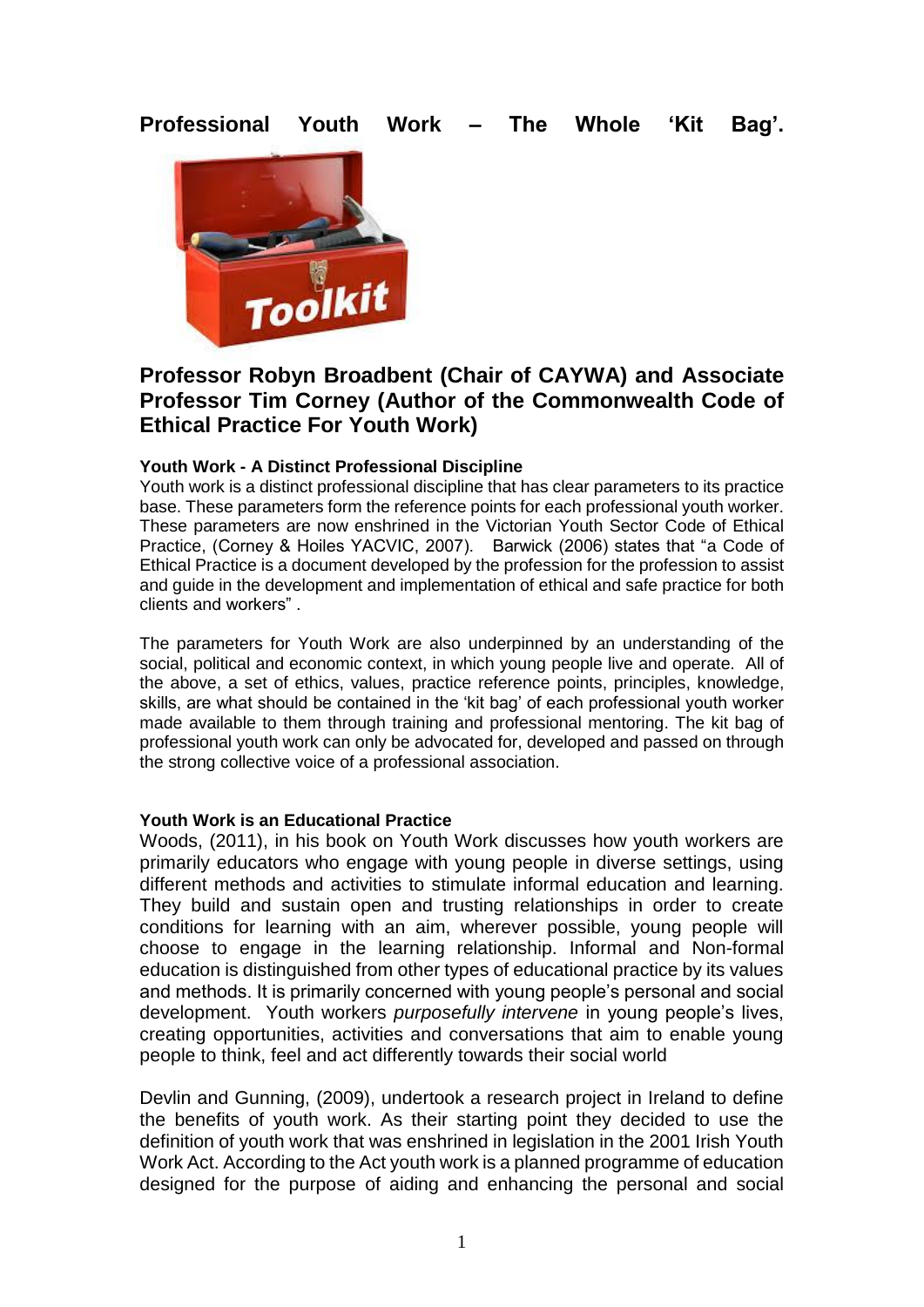# Professional Youth Work – The Whole 'Kit Bag'.

## Professor Robyn Broadbent (Chair of CAYWA) and Associate Professor Tim Corney (Author of the Commonwealth Code of Ethical Practice For Youth Work)

### Youth Work - A Distinct Professional Discipline

Youth work is a distinct professional discipline that has clear parameters to its practice base. These parameters form the reference points for each professional youth worker. These parameters are now enshrined in the Victorian Youth Sector Code of Ethical Practice, (Corney & Hoiles YACVIC, 2007). Barwick (2006) states that "a Code of Ethical Practice is a document developed by the profession for the profession to assist and guide in the development and implementation of ethical and safe practice for both clients and workers" .

The parameters for Youth Work are also underpinned by an understanding of the social, political and economic context, in which young people live and operate. All of the above, a set of ethics, values, practice reference points, principles, knowledge, skills, are what should be contained in the 'kit bag' of each professional youth worker made available to them through training and professional mentoring. The kit bag of professional youth work can only be advocated for, developed and passed on through the strong collective voice of a professional association.

### Youth Work is an Educational Practice

Woods, (2011), in his book on Youth Work discusses how youth workers are primarily educators who engage with young people in diverse settings, using different methods and activities to stimulate informal education and learning. They build and sustain open and trusting relationships in order to create conditions for learning with an aim, wherever possible, young people will choose to engage in the learning relationship. Informal and Non-formal education is distinguished from other types of educational practice by its values and methods. It is primarily concerned with young people's personal and social development. Youth workers *purposefully intervene* in young people's lives, creating opportunities, activities and conversations that aim to enable young people to think, feel and act differently towards their social world

Devlin and Gunning, (2009), undertook a research project in Ireland to define the benefits of youth work. As their starting point they decided to use the definition of youth work that was enshrined in legislation in the 2001 Irish Youth Work Act. According to the Act youth work is a planned programme of education designed for the purpose of aiding and enhancing the personal and social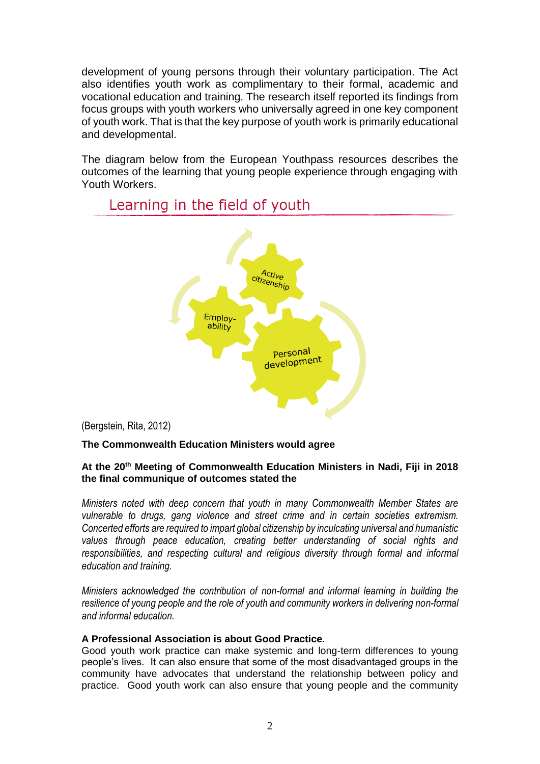development of young persons through their voluntary participation. The Act also identifies youth work as complimentary to their formal, academic and vocational education and training. The research itself reported its findings from focus groups with youth workers who universally agreed in one key component of youth work. That is that the key purpose of youth work is primarily educational and developmental.

The diagram below from the European Youthpass resources describes the outcomes of the learning that young people experience through engaging with Youth Workers.

Learning in the field of youth

Active citizenship

Employ-ability

Personal development

(Bergstein, Rita, 2012)

**The Commonwealth Education Ministers would agree**

**At the 20th Meeting of Commonwealth Education Ministers in Nadi, Fiji in 2018 the final communique of outcomes stated the**

*Ministers noted with deep concern that youth in many Commonwealth Member States are vulnerable to drugs, gang violence and street crime and in certain societies extremism. Concerted efforts are required to impart global citizenship by inculcating universal and humanistic values through peace education, creating better understanding of social rights and responsibilities, and respecting cultural and religious diversity through formal and informal education and training.*

*Ministers acknowledged the contribution of non-formal and informal learning in building the resilience of young people and the role of youth and community workers in delivering non-formal and informal education.*

**A Professional Association is about Good Practice.**

Good youth work practice can make systemic and long-term differences to young people's lives. It can also ensure that some of the most disadvantaged groups in the community have advocates that understand the relationship between policy and practice. Good youth work can also ensure that young people and the community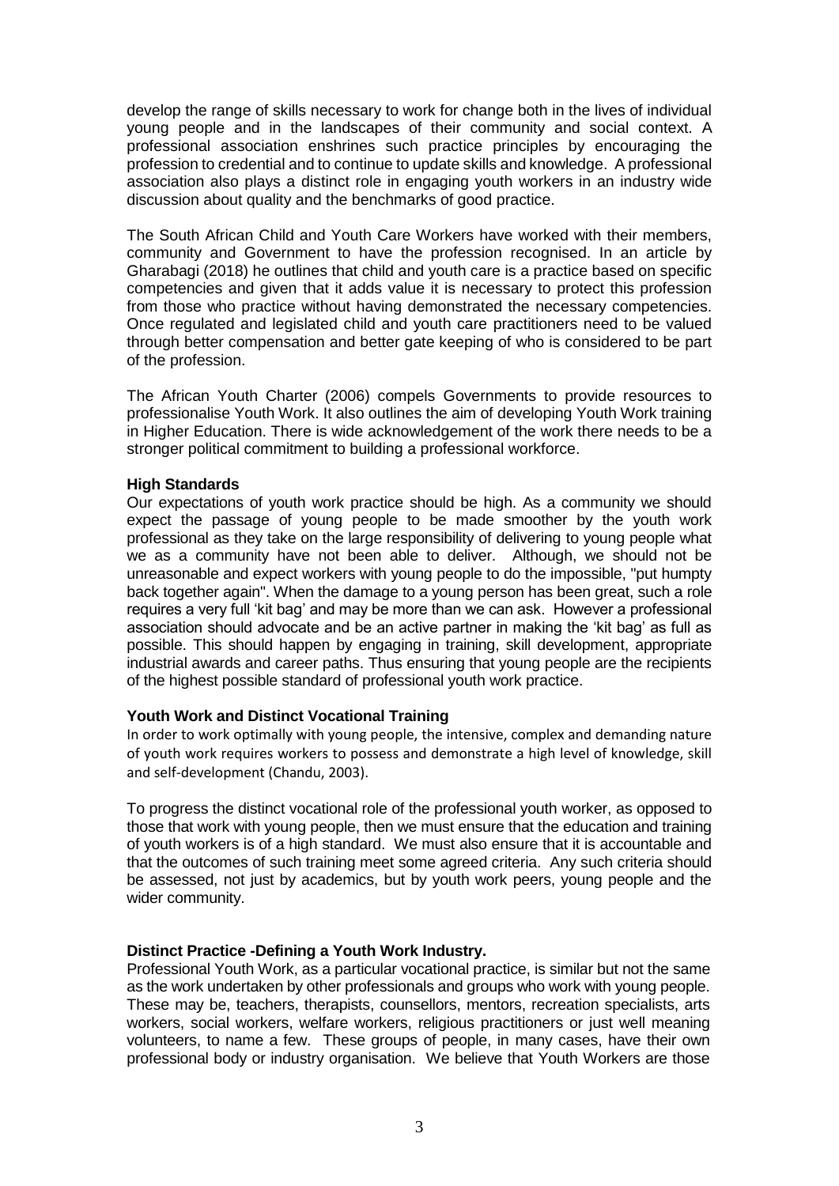develop the range of skills necessary to work for change both in the lives of individual young people and in the landscapes of their community and social context. A professional association enshrines such practice principles by encouraging the profession to credential and to continue to update skills and knowledge. A professional association also plays a distinct role in engaging youth workers in an industry wide discussion about quality and the benchmarks of good practice.

The South African Child and Youth Care Workers have worked with their members, community and Government to have the profession recognised. In an article by Gharabagi (2018) he outlines that child and youth care is a practice based on specific competencies and given that it adds value it is necessary to protect this profession from those who practice without having demonstrated the necessary competencies. Once regulated and legislated child and youth care practitioners need to be valued through better compensation and better gate keeping of who is considered to be part of the profession.

The African Youth Charter (2006) compels Governments to provide resources to professionalise Youth Work. It also outlines the aim of developing Youth Work training in Higher Education. There is wide acknowledgement of the work there needs to be a stronger political commitment to building a professional workforce.

**High Standards**

Our expectations of youth work practice should be high. As a community we should expect the passage of young people to be made smoother by the youth work professional as they take on the large responsibility of delivering to young people what we as a community have not been able to deliver. Although, we should not be unreasonable and expect workers with young people to do the impossible, "put humpty back together again". When the damage to a young person has been great, such a role requires a very full 'kit bag' and may be more than we can ask. However a professional association should advocate and be an active partner in making the 'kit bag' as full as possible. This should happen by engaging in training, skill development, appropriate industrial awards and career paths. Thus ensuring that young people are the recipients of the highest possible standard of professional youth work practice.

**Youth Work and Distinct Vocational Training**

In order to work optimally with young people, the intensive, complex and demanding nature of youth work requires workers to possess and demonstrate a high level of knowledge, skill and self-development (Chandu, 2003).

To progress the distinct vocational role of the professional youth worker, as opposed to those that work with young people, then we must ensure that the education and training of youth workers is of a high standard. We must also ensure that it is accountable and that the outcomes of such training meet some agreed criteria. Any such criteria should be assessed, not just by academics, but by youth work peers, young people and the wider community.

**Distinct Practice -Defining a Youth Work Industry.**

Professional Youth Work, as a particular vocational practice, is similar but not the same as the work undertaken by other professionals and groups who work with young people. These may be, teachers, therapists, counsellors, mentors, recreation specialists, arts workers, social workers, welfare workers, religious practitioners or just well meaning volunteers, to name a few. These groups of people, in many cases, have their own professional body or industry organisation. We believe that Youth Workers are those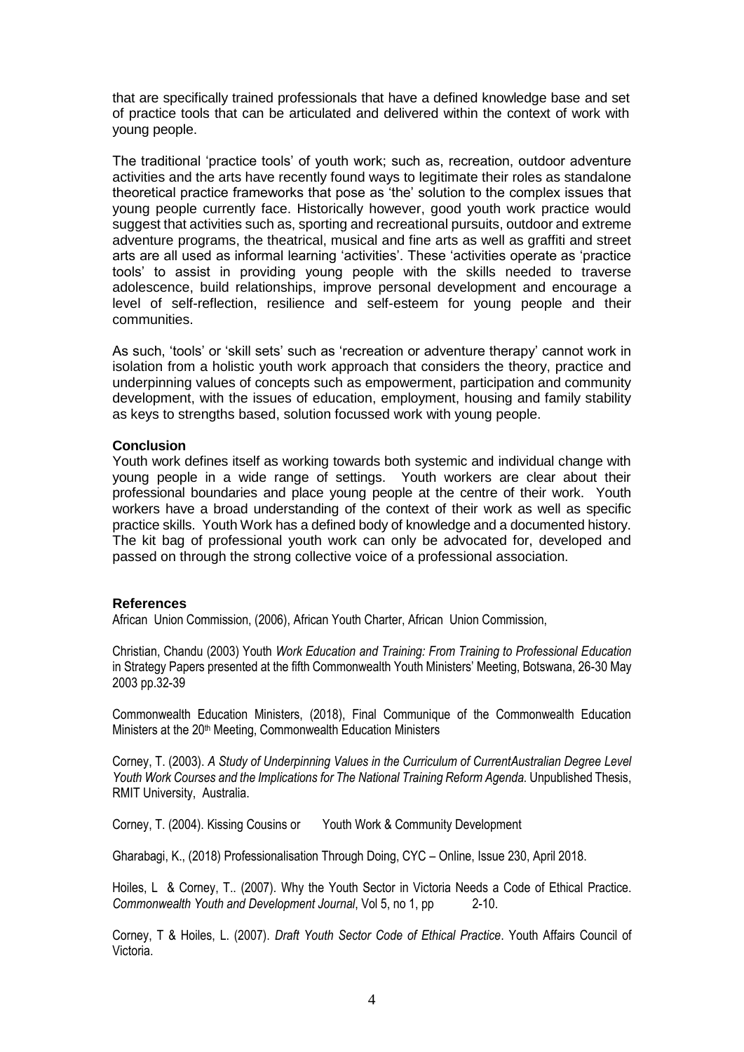that are specifically trained professionals that have a defined knowledge base and set of practice tools that can be articulated and delivered within the context of work with young people.

The traditional 'practice tools' of youth work; such as, recreation, outdoor adventure activities and the arts have recently found ways to legitimate their roles as standalone theoretical practice frameworks that pose as 'the' solution to the complex issues that young people currently face. Historically however, good youth work practice would suggest that activities such as, sporting and recreational pursuits, outdoor and extreme adventure programs, the theatrical, musical and fine arts as well as graffiti and street arts are all used as informal learning 'activities'. These 'activities operate as 'practice tools' to assist in providing young people with the skills needed to traverse adolescence, build relationships, improve personal development and encourage a level of self-reflection, resilience and self-esteem for young people and their communities.

As such, 'tools' or 'skill sets' such as 'recreation or adventure therapy' cannot work in isolation from a holistic youth work approach that considers the theory, practice and underpinning values of concepts such as empowerment, participation and community development, with the issues of education, employment, housing and family stability as keys to strengths based, solution focussed work with young people.

**Conclusion**

Youth work defines itself as working towards both systemic and individual change with young people in a wide range of settings. Youth workers are clear about their professional boundaries and place young people at the centre of their work. Youth workers have a broad understanding of the context of their work as well as specific practice skills. Youth Work has a defined body of knowledge and a documented history. The kit bag of professional youth work can only be advocated for, developed and passed on through the strong collective voice of a professional association.

**References**

African Union Commission, (2006), African Youth Charter, African Union Commission,

Christian, Chandu (2003) Youth *Work Education and Training: From Training to Professional Education* in Strategy Papers presented at the fifth Commonwealth Youth Ministers' Meeting, Botswana, 26-30 May 2003 pp.32-39

Commonwealth Education Ministers, (2018), Final Communique of the Commonwealth Education Ministers at the 20th Meeting, Commonwealth Education Ministers

Corney, T. (2003). *A Study of Underpinning Values in the Curriculum of CurrentAustralian Degree Level Youth Work Courses and the Implications for The National Training Reform Agenda.* Unpublished Thesis, RMIT University, Australia.

Corney, T. (2004). Kissing Cousins or Youth Work & Community Development

Gharabagi, K., (2018) Professionalisation Through Doing, CYC – Online, Issue 230, April 2018.

Hoiles, L & Corney, T.. (2007). Why the Youth Sector in Victoria Needs a Code of Ethical Practice. *Commonwealth Youth and Development Journal*, Vol 5, no 1, pp 2-10.

Corney, T & Hoiles, L. (2007). *Draft Youth Sector Code of Ethical Practice*. Youth Affairs Council of Victoria.